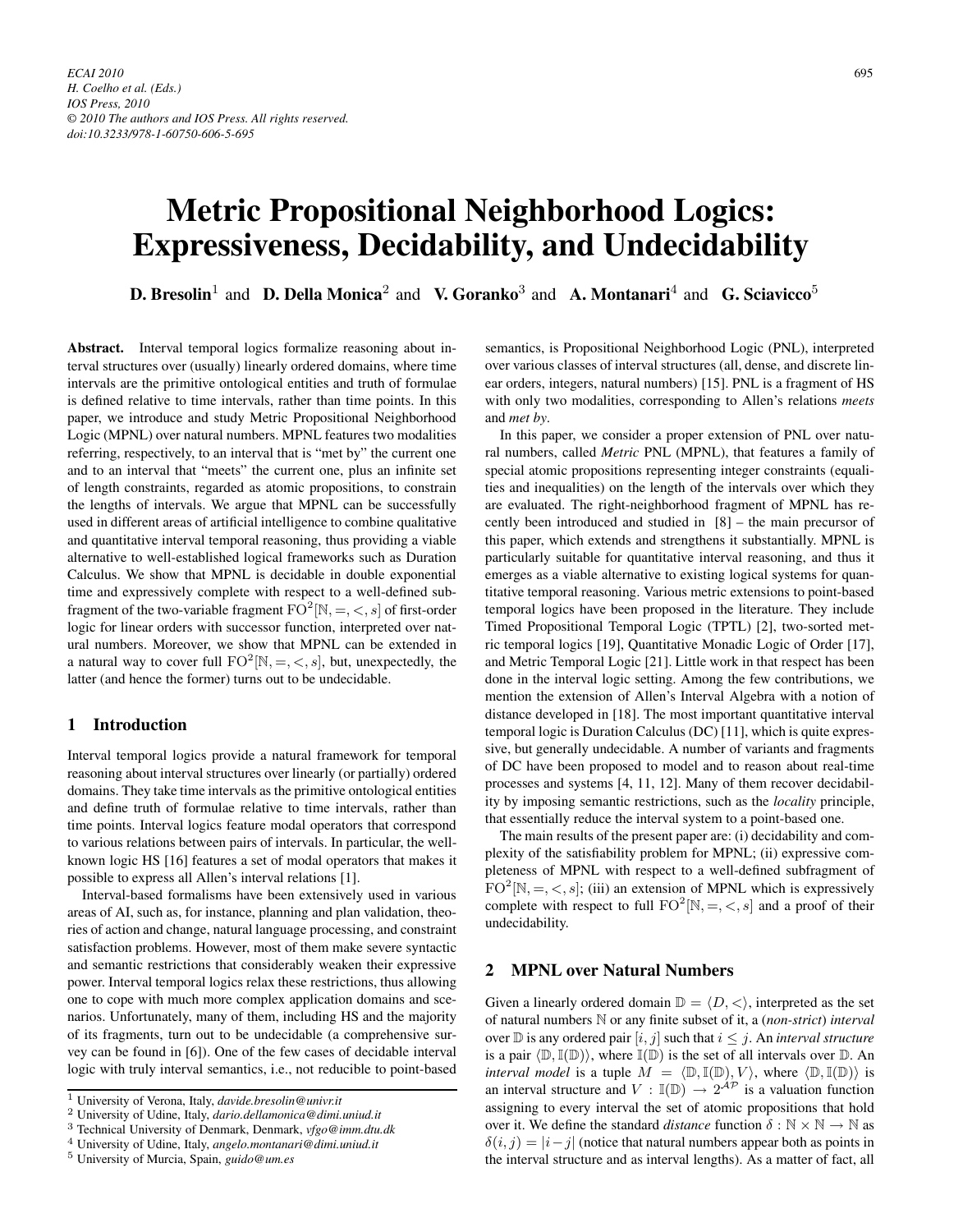# Metric Propositional Neighborhood Logics: Expressiveness, Decidability, and Undecidability

**D. Bresolin**[1] and **D. Della Monica**[2] and **V. Goranko**[3] and **A. Montanari**[4] and **G. Sciavicco**[5]

**Abstract.** Interval temporal logics formalize reasoning about interval structures over (usually) linearly ordered domains, where time intervals are the primitive ontological entities and truth of formulae is defined relative to time intervals, rather than time points. In this paper, we introduce and study Metric Propositional Neighborhood Logic (MPNL) over natural numbers. MPNL features two modalities referring, respectively, to an interval that is "met by" the current one and to an interval that "meets" the current one, plus an infinite set of length constraints, regarded as atomic propositions, to constrain the lengths of intervals. We argue that MPNL can be successfully used in different areas of artificial intelligence to combine qualitative and quantitative interval temporal reasoning, thus providing a viable alternative to well-established logical frameworks such as Duration Calculus. We show that MPNL is decidable in double exponential time and expressively complete with respect to a well-defined subfragment of the two-variable fragment $\mathrm{FO}^2[\mathbb{N},=,<,s]$ of first-order logic for linear orders with successor function, interpreted over natural numbers. Moreover, we show that MPNL can be extended in a natural way to cover full $\mathrm{FO}^2[\mathbb{N},=,<,s]$, but, unexpectedly, the latter (and hence the former) turns out to be undecidable.

## 1 Introduction

Interval temporal logics provide a natural framework for temporal reasoning about interval structures over linearly (or partially) ordered domains. They take time intervals as the primitive ontological entities and define truth of formulae relative to time intervals, rather than time points. Interval logics feature modal operators that correspond to various relations between pairs of intervals. In particular, the well-known logic HS [16] features a set of modal operators that makes it possible to express all Allen's interval relations [1].

Interval-based formalisms have been extensively used in various areas of AI, such as, for instance, planning and plan validation, theories of action and change, natural language processing, and constraint satisfaction problems. However, most of them make severe syntactic and semantic restrictions that considerably weaken their expressive power. Interval temporal logics relax these restrictions, thus allowing one to cope with much more complex application domains and scenarios. Unfortunately, many of them, including HS and the majority of its fragments, turn out to be undecidable (a comprehensive survey can be found in [6]). One of the few cases of decidable interval logic with truly interval semantics, i.e., not reducible to point-based semantics, is Propositional Neighborhood Logic (PNL), interpreted over various classes of interval structures (all, dense, and discrete linear orders, integers, natural numbers) [15]. PNL is a fragment of HS with only two modalities, corresponding to Allen's relations *meets* and *met by*.

In this paper, we consider a proper extension of PNL over natural numbers, called *Metric* PNL (MPNL), that features a family of special atomic propositions representing integer constraints (equalities and inequalities) on the length of the intervals over which they are evaluated. The right-neighborhood fragment of MPNL has recently been introduced and studied in [8] – the main precursor of this paper, which extends and strengthens it substantially. MPNL is particularly suitable for quantitative interval reasoning, and thus it emerges as a viable alternative to existing logical systems for quantitative temporal reasoning. Various metric extensions to point-based temporal logics have been proposed in the literature. They include Timed Propositional Temporal Logic (TPTL) [2], two-sorted metric temporal logics [19], Quantitative Monadic Logic of Order [17], and Metric Temporal Logic [21]. Little work in that respect has been done in the interval logic setting. Among the few contributions, we mention the extension of Allen's Interval Algebra with a notion of distance developed in [18]. The most important quantitative interval temporal logic is Duration Calculus (DC) [11], which is quite expressive, but generally undecidable. A number of variants and fragments of DC have been proposed to model and to reason about real-time processes and systems [4, 11, 12]. Many of them recover decidability by imposing semantic restrictions, such as the *locality* principle, that essentially reduce the interval system to a point-based one.

The main results of the present paper are: (i) decidability and complexity of the satisfiability problem for MPNL; (ii) expressive completeness of MPNL with respect to a well-defined subfragment of $\mathrm{FO}^2[\mathbb{N},=,<,s]$; (iii) an extension of MPNL which is expressively complete with respect to full $\mathrm{FO}^2[\mathbb{N},=,<,s]$ and a proof of their undecidability.

## 2 MPNL over Natural Numbers

Given a linearly ordered domain $\mathbb{D} = \langle D, < \rangle$, interpreted as the set of natural numbers $\mathbb{N}$ or any finite subset of it, a (*non-strict*) *interval* over $\mathbb{D}$ is any ordered pair $[i, j]$ such that $i \leq j$. An *interval structure* is a pair $\langle \mathbb{D}, \mathbb{I}(\mathbb{D}) \rangle$, where $\mathbb{I}(\mathbb{D})$ is the set of all intervals over $\mathbb{D}$. An *interval model* is a tuple $M = \langle \mathbb{D}, \mathbb{I}(\mathbb{D}), V \rangle$, where $\langle \mathbb{D}, \mathbb{I}(\mathbb{D}) \rangle$ is an interval structure and $V : \mathbb{I}(\mathbb{D}) \rightarrow 2^{\mathcal{AP}}$ is a valuation function assigning to every interval the set of atomic propositions that hold over it. We define the standard *distance* function $\delta : \mathbb{N} \times \mathbb{N} \rightarrow \mathbb{N}$ as $\delta(i, j) = |i - j|$ (notice that natural numbers appear both as points in the interval structure and as interval lengths). As a matter of fact, all

[1] University of Verona, Italy, *davide.bresolin@univr.it*

[2] University of Udine, Italy, *dario.dellamonica@dimi.uniud.it*

[3] Technical University of Denmark, Denmark, *vfgo@imm.dtu.dk*

[4] University of Udine, Italy, *angelo.montanari@dimi.uniud.it*

[5] University of Murcia, Spain, *guido@um.es*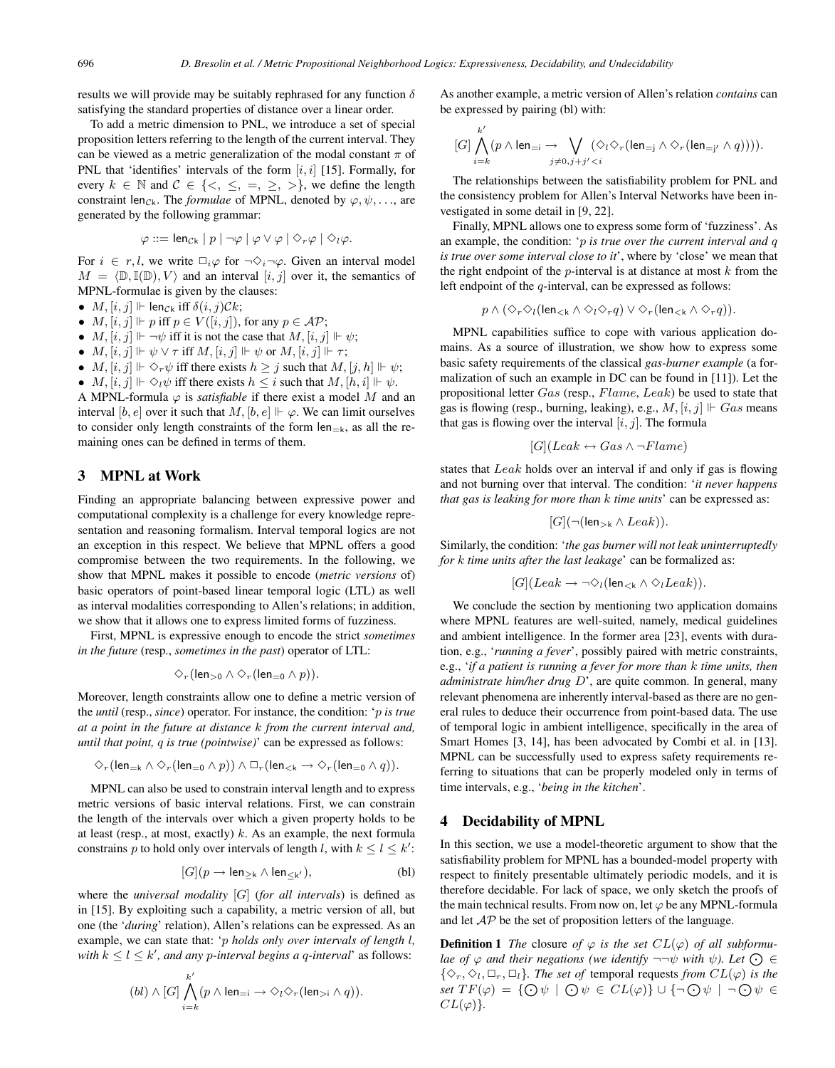results we will provide may be suitably rephrased for any function $\delta$ satisfying the standard properties of distance over a linear order.

To add a metric dimension to PNL, we introduce a set of special proposition letters referring to the length of the current interval. They can be viewed as a metric generalization of the modal constant $\pi$ of PNL that 'identifies' intervals of the form $[i, i]$ [15]. Formally, for every $k \in \mathbb{N}$ and $\mathcal{C} \in \{<, \leq, =, \geq, >\}$, we define the length constraint $\mathsf{len}_{\mathcal{C}k}$. The *formulae* of MPNL, denoted by $\varphi, \psi, \ldots$, are generated by the following grammar:

$$\varphi ::= \mathsf{len}_{\mathcal{C}k} \mid p \mid \neg\varphi \mid \varphi \vee \varphi \mid \Diamond_r \varphi \mid \Diamond_l \varphi.$$

For $i \in r, l$, we write $\Box_i \varphi$ for $\neg\Diamond_i\neg\varphi$. Given an interval model $M = \langle \mathbb{D}, \mathbb{I}(\mathbb{D}), V\rangle$ and an interval $[i, j]$ over it, the semantics of MPNL-formulae is given by the clauses:

- $M, [i, j] \Vdash \mathsf{len}_{\mathcal{C}k}$ iff $\delta(i, j)\mathcal{C}k$;
- $M, [i, j] \Vdash p$ iff $p \in V([i, j])$, for any $p \in \mathcal{AP}$;
- $M, [i, j] \Vdash \neg\psi$ iff it is not the case that $M, [i, j] \Vdash \psi$;
- $M, [i, j] \Vdash \psi \vee \tau$ iff $M, [i, j] \Vdash \psi$ or $M, [i, j] \Vdash \tau$;
- $M, [i, j] \Vdash \Diamond_r\psi$ iff there exists $h \geq j$ such that $M, [j, h] \Vdash \psi$;
- $M, [i, j] \Vdash \Diamond_l\psi$ iff there exists $h \leq i$ such that $M, [h, i] \Vdash \psi$.

A MPNL-formula $\varphi$ is *satisfiable* if there exist a model $M$ and an interval $[b, e]$ over it such that $M, [b, e] \Vdash \varphi$. We can limit ourselves to consider only length constraints of the form $\mathsf{len}_{=k}$, as all the remaining ones can be defined in terms of them.

## 3 MPNL at Work

Finding an appropriate balancing between expressive power and computational complexity is a challenge for every knowledge representation and reasoning formalism. Interval temporal logics are not an exception in this respect. We believe that MPNL offers a good compromise between the two requirements. In the following, we show that MPNL makes it possible to encode (*metric versions* of) basic operators of point-based linear temporal logic (LTL) as well as interval modalities corresponding to Allen's relations; in addition, we show that it allows one to express limited forms of fuzziness.

First, MPNL is expressive enough to encode the strict *sometimes in the future* (resp., *sometimes in the past*) operator of LTL:

$$\Diamond_r(\mathsf{len}_{>0} \wedge \Diamond_r(\mathsf{len}_{=0} \wedge p)).$$

Moreover, length constraints allow one to define a metric version of the *until* (resp., *since*) operator. For instance, the condition: '*p is true at a point in the future at distance k from the current interval and, until that point, q is true (pointwise)*' can be expressed as follows:

$$\Diamond_r(\mathsf{len}_{=k} \wedge \Diamond_r(\mathsf{len}_{=0} \wedge p)) \wedge \Box_r(\mathsf{len}_{<k} \rightarrow \Diamond_r(\mathsf{len}_{=0} \wedge q)).$$

MPNL can also be used to constrain interval length and to express metric versions of basic interval relations. First, we can constrain the length of the intervals over which a given property holds to be at least (resp., at most, exactly) $k$. As an example, the next formula constrains $p$ to hold only over intervals of length $l$, with $k \leq l \leq k'$:

$$[G](p \rightarrow \mathsf{len}_{\geq k} \wedge \mathsf{len}_{\leq k'}), \qquad \text{(bl)}$$

where the *universal modality* $[G]$ (*for all intervals*) is defined as in [15]. By exploiting such a capability, a metric version of all, but one (the '*during*' relation), Allen's relations can be expressed. As an example, we can state that: '*p holds only over intervals of length l, with $k \leq l \leq k'$, and any p-interval begins a q-interval*' as follows:

$$(bl) \wedge [G] \bigwedge_{i=k}^{k'} (p \wedge \mathsf{len}_{=i} \rightarrow \Diamond_l\Diamond_r(\mathsf{len}_{>i} \wedge q)).$$

As another example, a metric version of Allen's relation *contains* can be expressed by pairing (bl) with:

$$[G] \bigwedge_{i=k}^{k'} (p \wedge \mathsf{len}_{=i} \rightarrow \bigvee_{j \neq 0, j+j' < i} (\Diamond_l\Diamond_r(\mathsf{len}_{=j} \wedge \Diamond_r(\mathsf{len}_{=j'} \wedge q)))).$$

The relationships between the satisfiability problem for PNL and the consistency problem for Allen's Interval Networks have been investigated in some detail in [9, 22].

Finally, MPNL allows one to express some form of 'fuzziness'. As an example, the condition: '*p is true over the current interval and q is true over some interval close to it*', where by 'close' we mean that the right endpoint of the $p$-interval is at distance at most $k$ from the left endpoint of the $q$-interval, can be expressed as follows:

$$p \wedge (\Diamond_r\Diamond_l(\mathsf{len}_{<k} \wedge \Diamond_l\Diamond_r q) \vee \Diamond_r(\mathsf{len}_{<k} \wedge \Diamond_r q)).$$

MPNL capabilities suffice to cope with various application domains. As a source of illustration, we show how to express some basic safety requirements of the classical *gas-burner example* (a formalization of such an example in DC can be found in [11]). Let the propositional letter $Gas$ (resp., $Flame$, $Leak$) be used to state that gas is flowing (resp., burning, leaking), e.g., $M, [i, j] \Vdash Gas$ means that gas is flowing over the interval $[i, j]$. The formula

$$[G](Leak \leftrightarrow Gas \wedge \neg Flame)$$

states that $Leak$ holds over an interval if and only if gas is flowing and not burning over that interval. The condition: '*it never happens that gas is leaking for more than k time units*' can be expressed as:

$$[G](\neg(\mathsf{len}_{>k} \wedge Leak)).$$

Similarly, the condition: '*the gas burner will not leak uninterruptedly for k time units after the last leakage*' can be formalized as:

$$[G](Leak \rightarrow \neg\Diamond_l(\mathsf{len}_{<k} \wedge \Diamond_l Leak)).$$

We conclude the section by mentioning two application domains where MPNL features are well-suited, namely, medical guidelines and ambient intelligence. In the former area [23], events with duration, e.g., '*running a fever*', possibly paired with metric constraints, e.g., '*if a patient is running a fever for more than k time units, then administrate him/her drug D*', are quite common. In general, many relevant phenomena are inherently interval-based as there are no general rules to deduce their occurrence from point-based data. The use of temporal logic in ambient intelligence, specifically in the area of Smart Homes [3, 14], has been advocated by Combi et al. in [13]. MPNL can be successfully used to express safety requirements referring to situations that can be properly modeled only in terms of time intervals, e.g., '*being in the kitchen*'.

## 4 Decidability of MPNL

In this section, we use a model-theoretic argument to show that the satisfiability problem for MPNL has a bounded-model property with respect to finitely presentable ultimately periodic models, and it is therefore decidable. For lack of space, we only sketch the proofs of the main technical results. From now on, let $\varphi$ be any MPNL-formula and let $\mathcal{AP}$ be the set of proposition letters of the language.

**Definition 1** *The* closure *of $\varphi$ is the set $CL(\varphi)$ of all subformulae of $\varphi$ and their negations (we identify $\neg\neg\psi$ with $\psi$). Let $\odot \in \{\Diamond_r, \Diamond_l, \Box_r, \Box_l\}$. The set of* temporal requests *from $CL(\varphi)$ is the set $TF(\varphi) = \{\odot\psi \mid \odot\psi \in CL(\varphi)\} \cup \{\neg\odot\psi \mid \neg\odot\psi \in CL(\varphi)\}$.*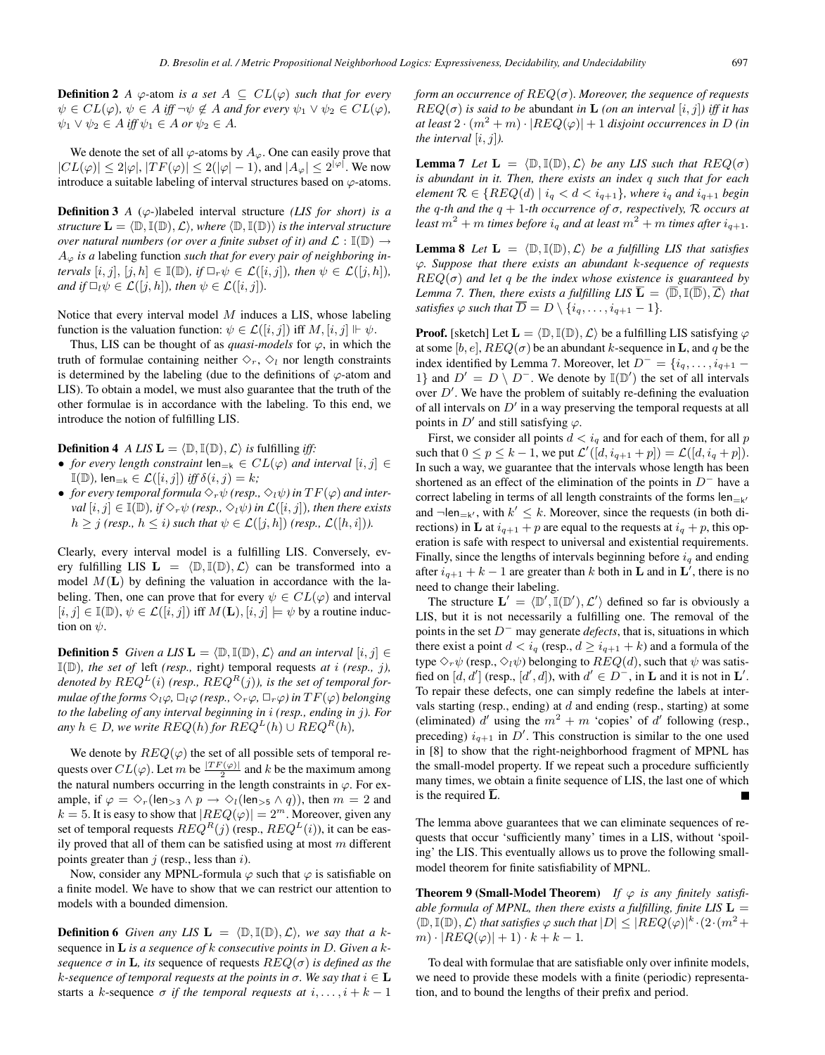**Definition 2** *A $\varphi$-atom is a set $A \subseteq CL(\varphi)$ such that for every $\psi \in CL(\varphi)$, $\psi \in A$ iff $\neg\psi \notin A$ and for every $\psi_1 \vee \psi_2 \in CL(\varphi)$, $\psi_1 \vee \psi_2 \in A$ iff $\psi_1 \in A$ or $\psi_2 \in A$.*

We denote the set of all $\varphi$-atoms by $A_\varphi$. One can easily prove that $|CL(\varphi)| \leq 2|\varphi|$, $|TF(\varphi)| \leq 2(|\varphi| - 1)$, and $|A_\varphi| \leq 2^{|\varphi|}$. We now introduce a suitable labeling of interval structures based on $\varphi$-atoms.

**Definition 3** *A ($\varphi$-)labeled interval structure (LIS for short) is a structure $\mathbf{L} = \langle \mathbb{D}, \mathbb{I}(\mathbb{D}), \mathcal{L} \rangle$, where $\langle \mathbb{D}, \mathbb{I}(\mathbb{D}) \rangle$ is the interval structure over natural numbers (or over a finite subset of it) and $\mathcal{L} : \mathbb{I}(\mathbb{D}) \rightarrow A_\varphi$ is a* labeling function *such that for every pair of neighboring intervals $[i, j]$, $[j, h] \in \mathbb{I}(\mathbb{D})$, if $\Box_r \psi \in \mathcal{L}([i, j])$, then $\psi \in \mathcal{L}([j, h])$, and if $\Box_l \psi \in \mathcal{L}([j, h])$, then $\psi \in \mathcal{L}([i, j])$.*

Notice that every interval model $M$ induces a LIS, whose labeling function is the valuation function: $\psi \in \mathcal{L}([i, j])$ iff $M, [i, j] \Vdash \psi$.

Thus, LIS can be thought of as *quasi-models* for $\varphi$, in which the truth of formulae containing neither $\Diamond_r$, $\Diamond_l$ nor length constraints is determined by the labeling (due to the definitions of $\varphi$-atom and LIS). To obtain a model, we must also guarantee that the truth of the other formulae is in accordance with the labeling. To this end, we introduce the notion of fulfilling LIS.

**Definition 4** *A LIS $\mathbf{L} = \langle \mathbb{D}, \mathbb{I}(\mathbb{D}), \mathcal{L} \rangle$ is* fulfilling *iff:*

- *for every length constraint $\mathsf{len}_{=k} \in CL(\varphi)$ and interval $[i, j] \in \mathbb{I}(\mathbb{D})$, $\mathsf{len}_{=k} \in \mathcal{L}([i, j])$ iff $\delta(i, j) = k$;*
- *for every temporal formula $\Diamond_r \psi$ (resp., $\Diamond_l \psi$) in $TF(\varphi)$ and interval $[i, j] \in \mathbb{I}(\mathbb{D})$, if $\Diamond_r \psi$ (resp., $\Diamond_l \psi$) in $\mathcal{L}([i, j])$, then there exists $h \geq j$ (resp., $h \leq i$) such that $\psi \in \mathcal{L}([j, h])$ (resp., $\mathcal{L}([h, i])$).*

Clearly, every interval model is a fulfilling LIS. Conversely, every fulfilling LIS $\mathbf{L} = \langle \mathbb{D}, \mathbb{I}(\mathbb{D}), \mathcal{L} \rangle$ can be transformed into a model $M(\mathbf{L})$ by defining the valuation in accordance with the labeling. Then, one can prove that for every $\psi \in CL(\varphi)$ and interval $[i, j] \in \mathbb{I}(\mathbb{D})$, $\psi \in \mathcal{L}([i, j])$ iff $M(\mathbf{L}), [i, j] \models \psi$ by a routine induction on $\psi$.

**Definition 5** *Given a LIS $\mathbf{L} = \langle \mathbb{D}, \mathbb{I}(\mathbb{D}), \mathcal{L} \rangle$ and an interval $[i, j] \in \mathbb{I}(\mathbb{D})$, the set of* left *(resp.,* right*) temporal requests at $i$ (resp., $j$), denoted by $REQ^L(i)$ (resp., $REQ^R(j)$), is the set of temporal formulae of the forms $\Diamond_l \varphi$, $\Box_l \varphi$ (resp., $\Diamond_r \varphi$, $\Box_r \varphi$) in $TF(\varphi)$ belonging to the labeling of any interval beginning in $i$ (resp., ending in $j$). For any $h \in D$, we write $REQ(h)$ for $REQ^L(h) \cup REQ^R(h)$,*

We denote by $REQ(\varphi)$ the set of all possible sets of temporal requests over $CL(\varphi)$. Let $m$ be $\frac{|TF(\varphi)|}{2}$ and $k$ be the maximum among the natural numbers occurring in the length constraints in $\varphi$. For example, if $\varphi = \Diamond_r(\mathsf{len}_{>3} \wedge p \rightarrow \Diamond_l(\mathsf{len}_{>5} \wedge q))$, then $m = 2$ and $k = 5$. It is easy to show that $|REQ(\varphi)| = 2^m$. Moreover, given any set of temporal requests $REQ^R(j)$ (resp., $REQ^L(i)$), it can be easily proved that all of them can be satisfied using at most $m$ different points greater than $j$ (resp., less than $i$).

Now, consider any MPNL-formula $\varphi$ such that $\varphi$ is satisfiable on a finite model. We have to show that we can restrict our attention to models with a bounded dimension.

**Definition 6** *Given any LIS $\mathbf{L} = \langle \mathbb{D}, \mathbb{I}(\mathbb{D}), \mathcal{L} \rangle$, we say that a $k$-*sequence *in $\mathbf{L}$ is a sequence of $k$ consecutive points in $D$. Given a $k$-sequence $\sigma$ in $\mathbf{L}$, its* sequence of requests *$REQ(\sigma)$ is defined as the $k$-sequence of temporal requests at the points in $\sigma$. We say that $i \in \mathbf{L}$ starts a $k$-sequence $\sigma$ if the temporal requests at $i, \ldots, i + k - 1$ form an occurrence of $REQ(\sigma)$. Moreover, the sequence of requests $REQ(\sigma)$ is said to be* abundant *in $\mathbf{L}$ (on an interval $[i, j]$) iff it has at least $2 \cdot (m^2 + m) \cdot |REQ(\varphi)| + 1$ disjoint occurrences in $D$ (in the interval $[i, j]$).*

**Lemma 7** *Let $\mathbf{L} = \langle \mathbb{D}, \mathbb{I}(\mathbb{D}), \mathcal{L} \rangle$ be any LIS such that $REQ(\sigma)$ is abundant in it. Then, there exists an index $q$ such that for each element $\mathcal{R} \in \{REQ(d) \mid i_q < d < i_{q+1}\}$, where $i_q$ and $i_{q+1}$ begin the $q$-th and the $q + 1$-th occurrence of $\sigma$, respectively, $\mathcal{R}$ occurs at least $m^2 + m$ times before $i_q$ and at least $m^2 + m$ times after $i_{q+1}$.*

**Lemma 8** *Let $\mathbf{L} = \langle \mathbb{D}, \mathbb{I}(\mathbb{D}), \mathcal{L} \rangle$ be a fulfilling LIS that satisfies $\varphi$. Suppose that there exists an abundant $k$-sequence of requests $REQ(\sigma)$ and let $q$ be the index whose existence is guaranteed by Lemma 7. Then, there exists a fulfilling LIS $\overline{\mathbf{L}} = \langle \overline{\mathbb{D}}, \mathbb{I}(\overline{\mathbb{D}}), \overline{\mathcal{L}} \rangle$ that satisfies $\varphi$ such that $\overline{D} = D \setminus \{i_q, \ldots, i_{q+1} - 1\}$.*

**Proof.** [sketch] Let $\mathbf{L} = \langle \mathbb{D}, \mathbb{I}(\mathbb{D}), \mathcal{L} \rangle$ be a fulfilling LIS satisfying $\varphi$ at some $[b, e]$, $REQ(\sigma)$ be an abundant $k$-sequence in $\mathbf{L}$, and $q$ be the index identified by Lemma 7. Moreover, let $D^- = \{i_q, \ldots, i_{q+1} - 1\}$ and $D' = D \setminus D^-$. We denote by $\mathbb{I}(\mathbb{D}')$ the set of all intervals over $D'$. We have the problem of suitably re-defining the evaluation of all intervals on $D'$ in a way preserving the temporal requests at all points in $D'$ and still satisfying $\varphi$.

First, we consider all points $d < i_q$ and for each of them, for all $p$ such that $0 \leq p \leq k - 1$, we put $\mathcal{L}'([d, i_{q+1} + p]) = \mathcal{L}([d, i_q + p])$. In such a way, we guarantee that the intervals whose length has been shortened as an effect of the elimination of the points in $D^-$ have a correct labeling in terms of all length constraints of the forms $\mathsf{len}_{=k'}$ and $\neg\mathsf{len}_{=k'}$, with $k' \leq k$. Moreover, since the requests (in both directions) in $\mathbf{L}$ at $i_{q+1} + p$ are equal to the requests at $i_q + p$, this operation is safe with respect to universal and existential requirements. Finally, since the lengths of intervals beginning before $i_q$ and ending after $i_{q+1} + k - 1$ are greater than $k$ both in $\mathbf{L}$ and in $\mathbf{L}'$, there is no need to change their labeling.

The structure $\mathbf{L}' = \langle \mathbb{D}', \mathbb{I}(\mathbb{D}'), \mathcal{L}' \rangle$ defined so far is obviously a LIS, but it is not necessarily a fulfilling one. The removal of the points in the set $D^-$ may generate *defects*, that is, situations in which there exist a point $d < i_q$ (resp., $d \geq i_{q+1} + k$) and a formula of the type $\Diamond_r \psi$ (resp., $\Diamond_l \psi$) belonging to $REQ(d)$, such that $\psi$ was satisfied on $[d, d']$ (resp., $[d', d]$), with $d' \in D^-$, in $\mathbf{L}$ and it is not in $\mathbf{L}'$. To repair these defects, one can simply redefine the labels at intervals starting (resp., ending) at $d$ and ending (resp., starting) at some (eliminated) $d'$ using the $m^2 + m$ 'copies' of $d'$ following (resp., preceding) $i_{q+1}$ in $D'$. This construction is similar to the one used in [8] to show that the right-neighborhood fragment of MPNL has the small-model property. If we repeat such a procedure sufficiently many times, we obtain a finite sequence of LIS, the last one of which is the required $\overline{\mathbf{L}}$. ∎

The lemma above guarantees that we can eliminate sequences of requests that occur 'sufficiently many' times in a LIS, without 'spoiling' the LIS. This eventually allows us to prove the following small-model theorem for finite satisfiability of MPNL.

**Theorem 9 (Small-Model Theorem)** *If $\varphi$ is any finitely satisfiable formula of MPNL, then there exists a fulfilling, finite LIS $\mathbf{L} = \langle \mathbb{D}, \mathbb{I}(\mathbb{D}), \mathcal{L} \rangle$ that satisfies $\varphi$ such that $|D| \leq |REQ(\varphi)|^k \cdot (2 \cdot (m^2 + m) \cdot |REQ(\varphi)| + 1) \cdot k + k - 1$.*

To deal with formulae that are satisfiable only over infinite models, we need to provide these models with a finite (periodic) representation, and to bound the lengths of their prefix and period.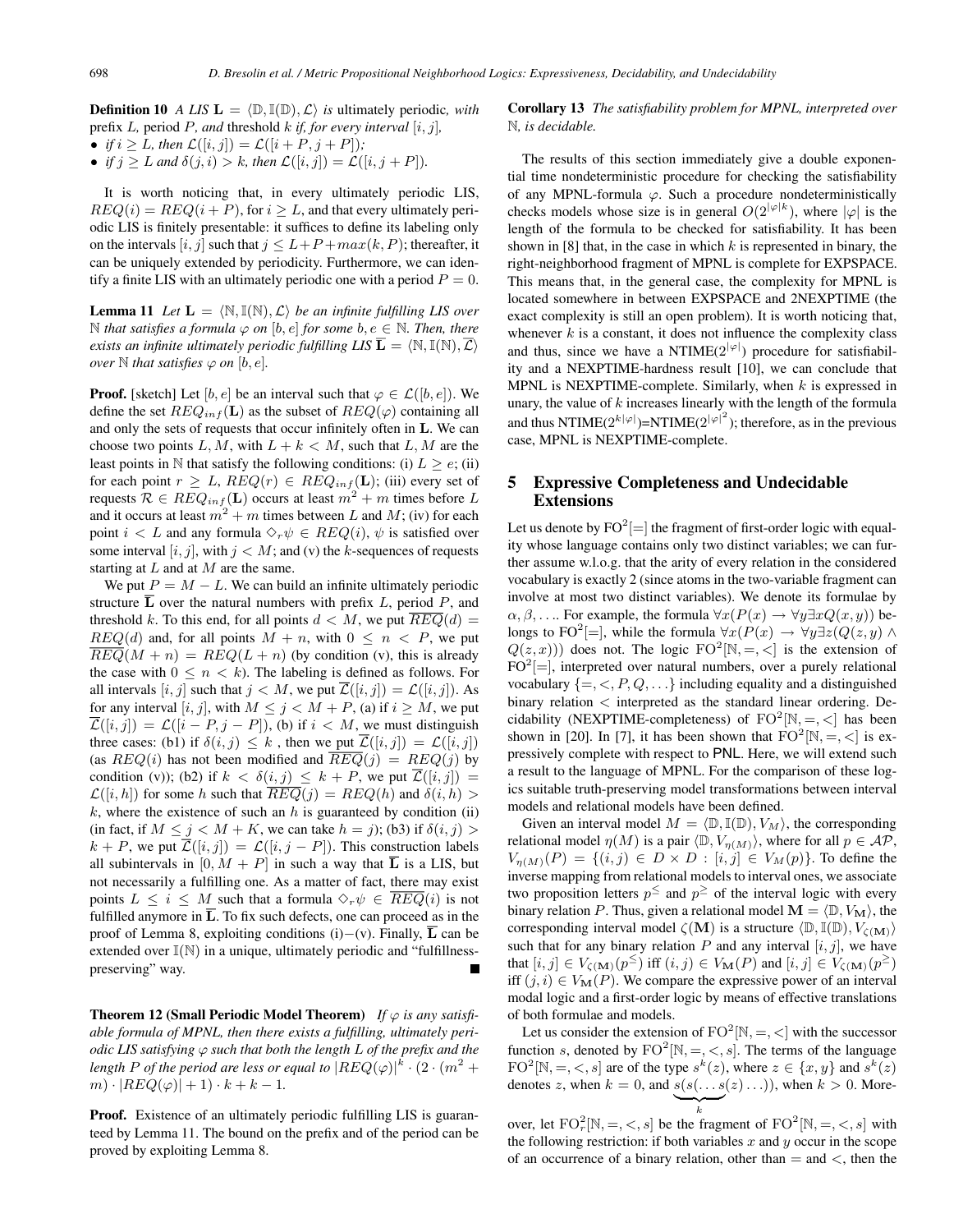**Definition 10** *A LIS* $\mathbf{L} = \langle \mathbb{D}, \mathbb{I}(\mathbb{D}), \mathcal{L}\rangle$ *is* ultimately periodic*, with* prefix $L$*,* period $P$*, and* threshold $k$ *if, for every interval* $[i,j]$*,*

- *if* $i \geq L$*, then* $\mathcal{L}([i,j]) = \mathcal{L}([i+P, j+P])$*;*
- *if* $j \geq L$ *and* $\delta(j,i) > k$*, then* $\mathcal{L}([i,j]) = \mathcal{L}([i, j+P])$*.*

It is worth noticing that, in every ultimately periodic LIS, $REQ(i) = REQ(i+P)$, for $i \geq L$, and that every ultimately periodic LIS is finitely presentable: it suffices to define its labeling only on the intervals $[i,j]$ such that $j \leq L+P+max(k,P)$; thereafter, it can be uniquely extended by periodicity. Furthermore, we can identify a finite LIS with an ultimately periodic one with a period $P = 0$.

**Lemma 11** *Let* $\mathbf{L} = \langle \mathbb{N}, \mathbb{I}(\mathbb{N}), \mathcal{L}\rangle$ *be an infinite fulfilling LIS over* $\mathbb{N}$ *that satisfies a formula* $\varphi$ *on* $[b,e]$ *for some* $b, e \in \mathbb{N}$*. Then, there exists an infinite ultimately periodic fulfilling LIS* $\overline{\mathbf{L}} = \langle \mathbb{N}, \mathbb{I}(\mathbb{N}), \overline{\mathcal{L}}\rangle$ *over* $\mathbb{N}$ *that satisfies* $\varphi$ *on* $[b,e]$*.*

**Proof.** [sketch] Let $[b,e]$ be an interval such that $\varphi \in \mathcal{L}([b,e])$. We define the set $REQ_{inf}(\mathbf{L})$ as the subset of $REQ(\varphi)$ containing all and only the sets of requests that occur infinitely often in $\mathbf{L}$. We can choose two points $L, M$, with $L + k < M$, such that $L, M$ are the least points in $\mathbb{N}$ that satisfy the following conditions: (i) $L \geq e$; (ii) for each point $r \geq L$, $REQ(r) \in REQ_{inf}(\mathbf{L})$; (iii) every set of requests $\mathcal{R} \in REQ_{inf}(\mathbf{L})$ occurs at least $m^2 + m$ times before $L$ and it occurs at least $m^2 + m$ times between $L$ and $M$; (iv) for each point $i < L$ and any formula $\Diamond_r \psi \in REQ(i)$, $\psi$ is satisfied over some interval $[i,j]$, with $j < M$; and (v) the $k$-sequences of requests starting at $L$ and at $M$ are the same.

We put $P = M - L$. We can build an infinite ultimately periodic structure $\overline{\mathbf{L}}$ over the natural numbers with prefix $L$, period $P$, and threshold $k$. To this end, for all points $d < M$, we put $\overline{REQ}(d) = REQ(d)$ and, for all points $M+n$, with $0 \leq n < P$, we put $\overline{REQ}(M+n) = REQ(L+n)$ (by condition (v), this is already the case with $0 \leq n < k$). The labeling is defined as follows. For all intervals $[i,j]$ such that $j < M$, we put $\overline{\mathcal{L}}([i,j]) = \mathcal{L}([i,j])$. As for any interval $[i,j]$, with $M \leq j < M+P$, (a) if $i \geq M$, we put $\overline{\mathcal{L}}([i,j]) = \mathcal{L}([i-P, j-P])$, (b) if $i < M$, we must distinguish three cases: (b1) if $\delta(i,j) \leq k$, then we put $\overline{\mathcal{L}}([i,j]) = \mathcal{L}([i,j])$ (as $REQ(i)$ has not been modified and $\overline{REQ}(j) = REQ(j)$ by condition (v)); (b2) if $k < \delta(i,j) \leq k+P$, we put $\overline{\mathcal{L}}([i,j]) = \mathcal{L}([i,h])$ for some $h$ such that $\overline{REQ}(j) = REQ(h)$ and $\delta(i,h) > k$, where the existence of such an $h$ is guaranteed by condition (ii) (in fact, if $M \leq j < M+K$, we can take $h = j$); (b3) if $\delta(i,j) > k+P$, we put $\overline{\mathcal{L}}([i,j]) = \mathcal{L}([i, j-P])$. This construction labels all subintervals in $[0, M+P]$ in such a way that $\overline{\mathbf{L}}$ is a LIS, but not necessarily a fulfilling one. As a matter of fact, there may exist points $L \leq i \leq M$ such that a formula $\Diamond_r \psi \in \overline{REQ}(i)$ is not fulfilled anymore in $\overline{\mathbf{L}}$. To fix such defects, one can proceed as in the proof of Lemma 8, exploiting conditions (i)$-$(v). Finally, $\overline{\mathbf{L}}$ can be extended over $\mathbb{I}(\mathbb{N})$ in a unique, ultimately periodic and "fulfillness-preserving" way. ∎

**Theorem 12 (Small Periodic Model Theorem)** *If* $\varphi$ *is any satisfiable formula of MPNL, then there exists a fulfilling, ultimately periodic LIS satisfying* $\varphi$ *such that both the length* $L$ *of the prefix and the length* $P$ *of the period are less or equal to* $|REQ(\varphi)|^k \cdot (2 \cdot (m^2 + m) \cdot |REQ(\varphi)| + 1) \cdot k + k - 1$*.*

**Proof.** Existence of an ultimately periodic fulfilling LIS is guaranteed by Lemma 11. The bound on the prefix and of the period can be proved by exploiting Lemma 8.

**Corollary 13** *The satisfiability problem for MPNL, interpreted over* $\mathbb{N}$*, is decidable.*

The results of this section immediately give a double exponential time nondeterministic procedure for checking the satisfiability of any MPNL-formula $\varphi$. Such a procedure nondeterministically checks models whose size is in general $O(2^{|\varphi| k})$, where $|\varphi|$ is the length of the formula to be checked for satisfiability. It has been shown in [8] that, in the case in which $k$ is represented in binary, the right-neighborhood fragment of MPNL is complete for EXPSPACE. This means that, in the general case, the complexity for MPNL is located somewhere in between EXPSPACE and 2NEXPTIME (the exact complexity is still an open problem). It is worth noticing that, whenever $k$ is a constant, it does not influence the complexity class and thus, since we have a NTIME($2^{|\varphi|}$) procedure for satisfiability and a NEXPTIME-hardness result [10], we can conclude that MPNL is NEXPTIME-complete. Similarly, when $k$ is expressed in unary, the value of $k$ increases linearly with the length of the formula and thus NTIME($2^{k|\varphi|}$)=NTIME($2^{|\varphi|^2}$); therefore, as in the previous case, MPNL is NEXPTIME-complete.

## 5 Expressive Completeness and Undecidable Extensions

Let us denote by $\mathrm{FO}^2[=]$ the fragment of first-order logic with equality whose language contains only two distinct variables; we can further assume w.l.o.g. that the arity of every relation in the considered vocabulary is exactly 2 (since atoms in the two-variable fragment can involve at most two distinct variables). We denote its formulae by $\alpha, \beta, \ldots$. For example, the formula $\forall x (P(x) \rightarrow \forall y \exists x Q(x,y))$ belongs to $\mathrm{FO}^2[=]$, while the formula $\forall x (P(x) \rightarrow \forall y \exists z (Q(z,y) \wedge Q(z,x)))$ does not. The logic $\mathrm{FO}^2[\mathbb{N}, =, <]$ is the extension of $\mathrm{FO}^2[=]$, interpreted over natural numbers, over a purely relational vocabulary $\{=, <, P, Q, \ldots\}$ including equality and a distinguished binary relation $<$ interpreted as the standard linear ordering. Decidability (NEXPTIME-completeness) of $\mathrm{FO}^2[\mathbb{N}, =, <]$ has been shown in [20]. In [7], it has been shown that $\mathrm{FO}^2[\mathbb{N}, =, <]$ is expressively complete with respect to PNL. Here, we will extend such a result to the language of MPNL. For the comparison of these logics suitable truth-preserving model transformations between interval models and relational models have been defined.

Given an interval model $M = \langle \mathbb{D}, \mathbb{I}(\mathbb{D}), V_M\rangle$, the corresponding relational model $\eta(M)$ is a pair $\langle \mathbb{D}, V_{\eta(M)}\rangle$, where for all $p \in \mathcal{AP}$, $V_{\eta(M)}(P) = \{(i,j) \in D \times D : [i,j] \in V_M(p)\}$. To define the inverse mapping from relational models to interval ones, we associate two proposition letters $p^{\leq}$ and $p^{\geq}$ of the interval logic with every binary relation $P$. Thus, given a relational model $\mathbf{M} = \langle \mathbb{D}, V_{\mathbf{M}}\rangle$, the corresponding interval model $\zeta(\mathbf{M})$ is a structure $\langle \mathbb{D}, \mathbb{I}(\mathbb{D}), V_{\zeta(\mathbf{M})}\rangle$ such that for any binary relation $P$ and any interval $[i,j]$, we have that $[i,j] \in V_{\zeta(\mathbf{M})}(p^{\leq})$ iff $(i,j) \in V_{\mathbf{M}}(P)$ and $[i,j] \in V_{\zeta(\mathbf{M})}(p^{\geq})$ iff $(j,i) \in V_{\mathbf{M}}(P)$. We compare the expressive power of an interval modal logic and a first-order logic by means of effective translations of both formulae and models.

Let us consider the extension of $\mathrm{FO}^2[\mathbb{N}, =, <]$ with the successor function $s$, denoted by $\mathrm{FO}^2[\mathbb{N}, =, <, s]$. The terms of the language $\mathrm{FO}^2[\mathbb{N}, =, <, s]$ are of the type $s^k(z)$, where $z \in \{x, y\}$ and $s^k(z)$ denotes $z$, when $k = 0$, and $\underbrace{s(s(\ldots s}_{k}(z)\ldots))$, when $k > 0$. Moreover, let $\mathrm{FO}^2_r[\mathbb{N}, =, <, s]$ be the fragment of $\mathrm{FO}^2[\mathbb{N}, =, <, s]$ with the following restriction: if both variables $x$ and $y$ occur in the scope of an occurrence of a binary relation, other than $=$ and $<$, then the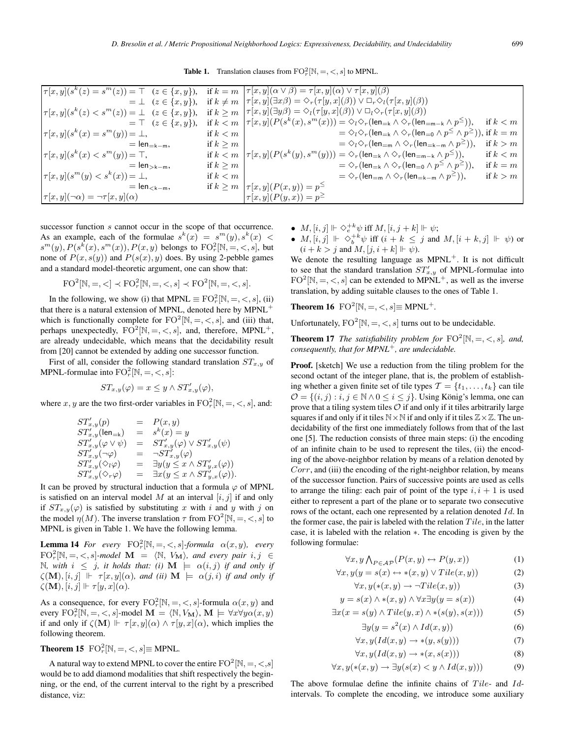**Table 1.** Translation clauses from $\mathrm{FO}^2_r[\mathbb{N},=,<,s]$ to MPNL.

| | | | |
|---|---|---|---|
| $\tau[x,y](s^k(z)=s^m(z)) = \top \quad (z\in\{x,y\})$, | if $k=m$ | $\tau[x,y](\alpha\vee\beta) = \tau[x,y](\alpha)\vee\tau[x,y](\beta)$ | |
| $\quad = \bot \quad (z\in\{x,y\})$, | if $k\neq m$ | $\tau[x,y](\exists x\beta) = \Diamond_r(\tau[y,x](\beta))\vee\Box_r\Diamond_l(\tau[x,y](\beta))$ | |
| $\tau[x,y](s^k(z)<s^m(z)) = \bot \quad (z\in\{x,y\})$, | if $k\geq m$ | $\tau[x,y](\exists y\beta) = \Diamond_l(\tau[y,x](\beta))\vee\Box_l\Diamond_r(\tau[x,y](\beta))$ | |
| $\quad = \top \quad (z\in\{x,y\})$, | if $k<m$ | $\tau[x,y](P(s^k(x),s^m(x))) = \Diamond_l\Diamond_r(\mathsf{len}_{=\mathsf{k}}\wedge\Diamond_r(\mathsf{len}_{=\mathsf{m}-\mathsf{k}}\wedge p^{\leq}))$, | if $k<m$ |
| $\tau[x,y](s^k(x)=s^m(y)) = \bot$, | if $k<m$ | $\quad = \Diamond_l\Diamond_r(\mathsf{len}_{=\mathsf{k}}\wedge\Diamond_r(\mathsf{len}_{=0}\wedge p^{\leq}\wedge p^{\geq}))$, | if $k=m$ |
| $\quad = \mathsf{len}_{=\mathsf{k}-\mathsf{m}}$, | if $k\geq m$ | $\quad = \Diamond_l\Diamond_r(\mathsf{len}_{=\mathsf{m}}\wedge\Diamond_r(\mathsf{len}_{=\mathsf{k}-\mathsf{m}}\wedge p^{\geq}))$, | if $k>m$ |
| $\tau[x,y](s^k(x)<s^m(y)) = \top$, | if $k<m$ | $\tau[x,y](P(s^k(y),s^m(y))) = \Diamond_r(\mathsf{len}_{=\mathsf{k}}\wedge\Diamond_r(\mathsf{len}_{=\mathsf{m}-\mathsf{k}}\wedge p^{\leq}))$, | if $k<m$ |
| $\quad = \mathsf{len}_{>\mathsf{k}-\mathsf{m}}$, | if $k\geq m$ | $\quad = \Diamond_r(\mathsf{len}_{=\mathsf{k}}\wedge\Diamond_r(\mathsf{len}_{=0}\wedge p^{\leq}\wedge p^{\geq}))$, | if $k=m$ |
| $\tau[x,y](s^m(y)<s^k(x)) = \bot$, | if $k<m$ | $\quad = \Diamond_r(\mathsf{len}_{=\mathsf{m}}\wedge\Diamond_r(\mathsf{len}_{=\mathsf{k}-\mathsf{m}}\wedge p^{\geq}))$, | if $k>m$ |
| $\quad = \mathsf{len}_{<\mathsf{k}-\mathsf{m}}$, | if $k\geq m$ | $\tau[x,y](P(x,y)) = p^{\leq}$ | |
| $\tau[x,y](\neg\alpha) = \neg\tau[x,y](\alpha)$ | | $\tau[x,y](P(y,x)) = p^{\geq}$ | |

successor function $s$ cannot occur in the scope of that occurrence. As an example, each of the formulae $s^k(z) = s^m(y), s^k(x) < s^m(y), P(s^k(x), s^m(x)), P(x,y)$ belongs to $\mathrm{FO}^2_r[\mathbb{N},=,<,s]$, but none of $P(x, s(y))$ and $P(s(x), y)$ does. By using 2-pebble games and a standard model-theoretic argument, one can show that:

$$\mathrm{FO}^2[\mathbb{N},=,<] \prec \mathrm{FO}^2_r[\mathbb{N},=,<,s] \prec \mathrm{FO}^2[\mathbb{N},=,<,s].$$

In the following, we show (i) that MPNL $\equiv \mathrm{FO}^2_r[\mathbb{N},=,<,s]$, (ii) that there is a natural extension of MPNL, denoted here by MPNL$^+$ which is functionally complete for $\mathrm{FO}^2[\mathbb{N},=,<,s]$, and (iii) that, perhaps unexpectedly, $\mathrm{FO}^2[\mathbb{N},=,<,s]$, and, therefore, MPNL$^+$, are already undecidable, which means that the decidability result from [20] cannot be extended by adding one successor function.

First of all, consider the following standard translation $ST_{x,y}$ of MPNL-formulae into $\mathrm{FO}^2_r[\mathbb{N},=,<,s]$:

$$ST_{x,y}(\varphi) = x \leq y \wedge ST'_{x,y}(\varphi),$$

where $x, y$ are the two first-order variables in $\mathrm{FO}^2_r[\mathbb{N},=,<,s]$, and:

$$
\begin{array}{lcl}
ST'_{x,y}(p) & = & P(x,y)\\
ST'_{x,y}(\mathsf{len}_{=\mathsf{k}}) & = & s^k(x) = y\\
ST'_{x,y}(\varphi\vee\psi) & = & ST'_{x,y}(\varphi)\vee ST'_{x,y}(\psi)\\
ST'_{x,y}(\neg\varphi) & = & \neg ST'_{x,y}(\varphi)\\
ST'_{x,y}(\Diamond_l\varphi) & = & \exists y(y\leq x\wedge ST'_{y,x}(\varphi))\\
ST'_{x,y}(\Diamond_r\varphi) & = & \exists x(y\leq x\wedge ST'_{y,x}(\varphi)).
\end{array}
$$

It can be proved by structural induction that a formula $\varphi$ of MPNL is satisfied on an interval model $M$ at an interval $[i,j]$ if and only if $ST_{x,y}(\varphi)$ is satisfied by substituting $x$ with $i$ and $y$ with $j$ on the model $\eta(M)$. The inverse translation $\tau$ from $\mathrm{FO}^2[\mathbb{N},=,<,s]$ to MPNL is given in Table 1. We have the following lemma.

**Lemma 14** *For every $\mathrm{FO}^2_r[\mathbb{N},=,<,s]$-formula $\alpha(x,y)$, every $\mathrm{FO}^2_r[\mathbb{N},=,<,s]$-model $\mathbf{M} = \langle\mathbb{N}, V_{\mathbf{M}}\rangle$, and every pair $i,j\in\mathbb{N}$, with $i\leq j$, it holds that: (i) $\mathbf{M}\models\alpha(i,j)$ if and only if $\zeta(\mathbf{M}),[i,j]\Vdash\tau[x,y](\alpha)$, and (ii) $\mathbf{M}\models\alpha(j,i)$ if and only if $\zeta(\mathbf{M}),[i,j]\Vdash\tau[y,x](\alpha)$.*

As a consequence, for every $\mathrm{FO}^2_r[\mathbb{N},=,<,s]$-formula $\alpha(x,y)$ and every $\mathrm{FO}^2_r[\mathbb{N},=,<,s]$-model $\mathbf{M} = \langle\mathbb{N}, V_{\mathbf{M}}\rangle$, $\mathbf{M}\models\forall x\forall y\alpha(x,y)$ if and only if $\zeta(\mathbf{M})\Vdash\tau[x,y](\alpha)\wedge\tau[y,x](\alpha)$, which implies the following theorem.

**Theorem 15** $\mathrm{FO}^2_r[\mathbb{N},=,<,s]\equiv$ MPNL.

A natural way to extend MPNL to cover the entire $\mathrm{FO}^2[\mathbb{N},=,<,s]$ would be to add diamond modalities that shift respectively the beginning, or the end, of the current interval to the right by a prescribed distance, viz:

- $M,[i,j]\Vdash\Diamond_e^{+k}\psi$ iff $M,[i,j+k]\Vdash\psi$;
- $M,[i,j]\Vdash\Diamond_b^{+k}\psi$ iff $(i+k\leq j$ and $M,[i+k,j]\Vdash\psi)$ or $(i+k>j$ and $M,[j,i+k]\Vdash\psi)$.

We denote the resulting language as MPNL$^+$. It is not difficult to see that the standard translation $ST'_{x,y}$ of MPNL-formulae into $\mathrm{FO}^2[\mathbb{N},=,<,s]$ can be extended to MPNL$^+$, as well as the inverse translation, by adding suitable clauses to the ones of Table 1.

**Theorem 16** $\mathrm{FO}^2[\mathbb{N},=,<,s]\equiv$ MPNL$^+$.

Unfortunately, $\mathrm{FO}^2[\mathbb{N},=,<,s]$ turns out to be undecidable.

**Theorem 17** *The satisfiability problem for $\mathrm{FO}^2[\mathbb{N},=,<,s]$, and, consequently, that for MPNL$^+$, are undecidable.*

**Proof.** [sketch] We use a reduction from the tiling problem for the second octant of the integer plane, that is, the problem of establishing whether a given finite set of tile types $\mathcal{T} = \{t_1,\ldots,t_k\}$ can tile $\mathcal{O} = \{(i,j) : i,j\in\mathbb{N}\wedge 0\leq i\leq j\}$. Using König's lemma, one can prove that a tiling system tiles $\mathcal{O}$ if and only if it tiles arbitrarily large squares if and only if it tiles $\mathbb{N}\times\mathbb{N}$ if and only if it tiles $\mathbb{Z}\times\mathbb{Z}$. The undecidability of the first one immediately follows from that of the last one [5]. The reduction consists of three main steps: (i) the encoding of an infinite chain to be used to represent the tiles, (ii) the encoding of the above-neighbor relation by means of a relation denoted by $Corr$, and (iii) the encoding of the right-neighbor relation, by means of the successor function. Pairs of successive points are used as cells to arrange the tiling: each pair of point of the type $i, i+1$ is used either to represent a part of the plane or to separate two consecutive rows of the octant, each one represented by a relation denoted $Id$. In the former case, the pair is labeled with the relation $Tile$, in the latter case, it is labeled with the relation $*$. The encoding is given by the following formulae:

$$\forall x,y\textstyle\bigwedge_{P\in\mathcal{A}_\mathcal{P}}(P(x,y)\leftrightarrow P(y,x)) \tag{1}$$

$$\forall x,y(y=s(x)\leftrightarrow *(x,y)\vee Tile(x,y)) \tag{2}$$

$$\forall x,y(*(x,y)\rightarrow\neg Tile(x,y)) \tag{3}$$

$$y=s(x)\wedge *(x,y)\wedge\forall x\exists y(y=s(x)) \tag{4}$$

$$\exists x(x=s(y)\wedge Tile(y,x)\wedge *(s(y),s(x))) \tag{5}$$

$$\exists y(y=s^2(x)\wedge Id(x,y)) \tag{6}$$

$$\forall x,y(Id(x,y)\rightarrow *(y,s(y))) \tag{7}$$

$$\forall x,y(Id(x,y)\rightarrow *(x,s(x))) \tag{8}$$

$$\forall x,y(*(x,y)\rightarrow\exists y(s(x)<y\wedge Id(x,y))) \tag{9}$$

The above formulae define the infinite chains of $Tile$- and $Id$-intervals. To complete the encoding, we introduce some auxiliary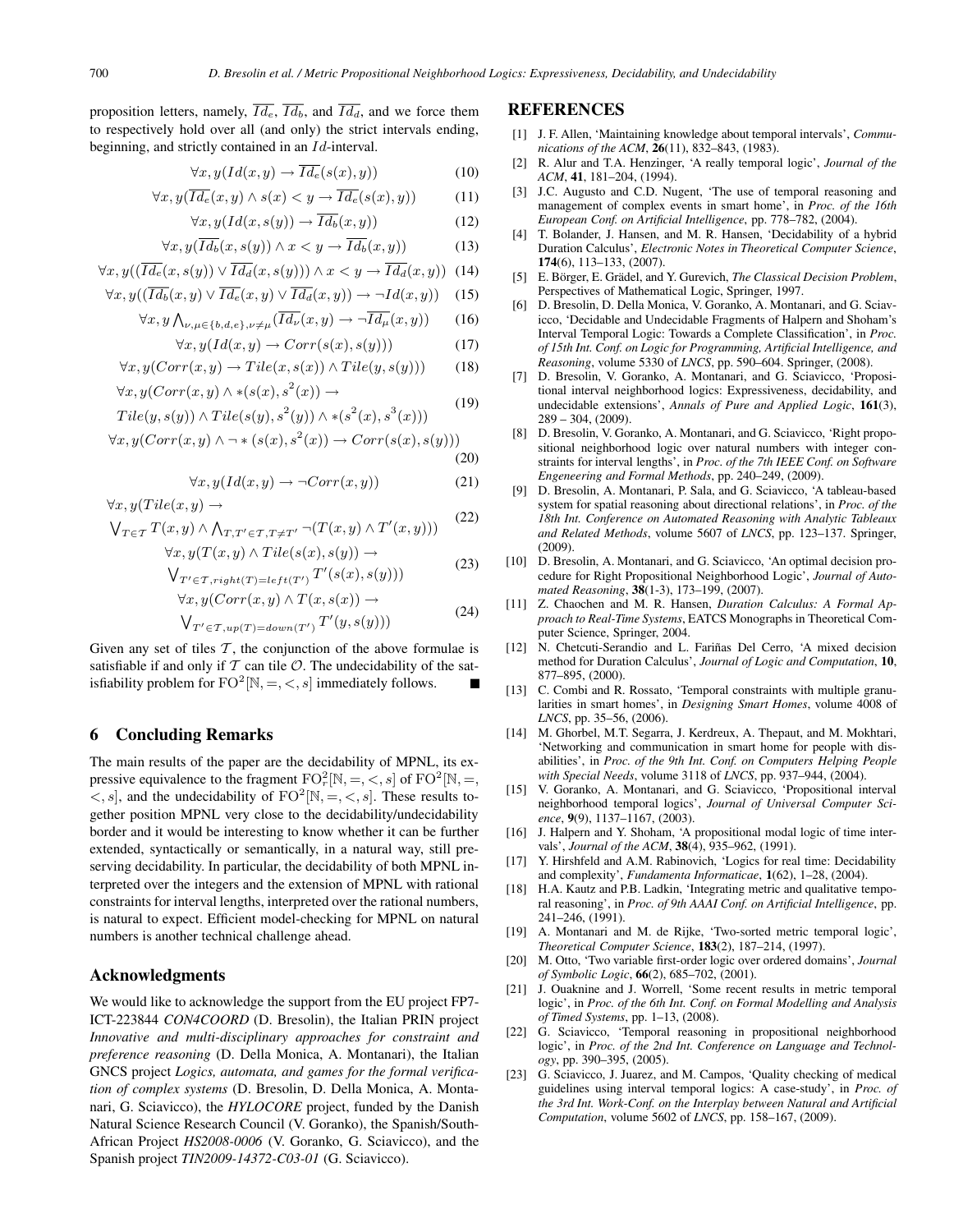proposition letters, namely, $\overline{Id_e}$, $\overline{Id_b}$, and $\overline{Id_d}$, and we force them to respectively hold over all (and only) the strict intervals ending, beginning, and strictly contained in an $Id$-interval.

$$\forall x, y(Id(x,y) \rightarrow \overline{Id_e}(s(x),y)) \tag{10}$$

$$\forall x, y(\overline{Id_e}(x,y) \wedge s(x) < y \rightarrow \overline{Id_e}(s(x),y)) \tag{11}$$

$$\forall x, y(Id(x,s(y)) \rightarrow \overline{Id_b}(x,y)) \tag{12}$$

$$\forall x, y(\overline{Id_b}(x,s(y)) \wedge x < y \rightarrow \overline{Id_b}(x,y)) \tag{13}$$

$$\forall x, y((\overline{Id_e}(x,s(y)) \vee \overline{Id_d}(x,s(y))) \wedge x < y \rightarrow \overline{Id_d}(x,y)) \tag{14}$$

$$\forall x, y((\overline{Id_b}(x,y) \vee \overline{Id_e}(x,y) \vee \overline{Id_d}(x,y)) \rightarrow \neg Id(x,y)) \tag{15}$$

$$\forall x, y \bigwedge_{\nu,\mu \in \{b,d,e\}, \nu \neq \mu} (\overline{Id_\nu}(x,y) \rightarrow \neg \overline{Id_\mu}(x,y)) \tag{16}$$

$$\forall x, y(Id(x,y) \rightarrow Corr(s(x),s(y))) \tag{17}$$

$$\forall x, y(Corr(x,y) \rightarrow Tile(x,s(x)) \wedge Tile(y,s(y))) \tag{18}$$

$$\begin{gathered}\forall x, y(Corr(x,y) \wedge *(s(x),s^2(x)) \rightarrow \\ Tile(y,s(y)) \wedge Tile(s(y),s^2(y)) \wedge *(s^2(x),s^3(x)))\end{gathered} \tag{19}$$

$$\forall x, y(Corr(x,y) \wedge \neg *(s(x),s^2(x)) \rightarrow Corr(s(x),s(y))) \tag{20}$$

$$\forall x, y(Id(x,y) \rightarrow \neg Corr(x,y)) \tag{21}$$

$$\begin{gathered}\forall x, y(Tile(x,y) \rightarrow \\ \bigvee_{T \in \mathcal{T}} T(x,y) \wedge \bigwedge_{T,T' \in \mathcal{T}, T \neq T'} \neg(T(x,y) \wedge T'(x,y)))\end{gathered} \tag{22}$$

$$\begin{gathered}\forall x, y(T(x,y) \wedge Tile(s(x),s(y)) \rightarrow \\ \bigvee_{T' \in \mathcal{T}, right(T)=left(T')} T'(s(x),s(y)))\end{gathered} \tag{23}$$

$$\begin{gathered}\forall x, y(Corr(x,y) \wedge T(x,s(x)) \rightarrow \\ \bigvee_{T' \in \mathcal{T}, up(T)=down(T')} T'(y,s(y)))\end{gathered} \tag{24}$$

Given any set of tiles $\mathcal{T}$, the conjunction of the above formulae is satisfiable if and only if $\mathcal{T}$ can tile $\mathcal{O}$. The undecidability of the satisfiability problem for $\mathrm{FO}^2[\mathbb{N}, =, <, s]$ immediately follows. ■

## 6 Concluding Remarks

The main results of the paper are the decidability of MPNL, its expressive equivalence to the fragment $\mathrm{FO}^2_r[\mathbb{N}, =, <, s]$ of $\mathrm{FO}^2[\mathbb{N}, =, <, s]$, and the undecidability of $\mathrm{FO}^2[\mathbb{N}, =, <, s]$. These results together position MPNL very close to the decidability/undecidability border and it would be interesting to know whether it can be further extended, syntactically or semantically, in a natural way, still preserving decidability. In particular, the decidability of both MPNL interpreted over the integers and the extension of MPNL with rational constraints for interval lengths, interpreted over the rational numbers, is natural to expect. Efficient model-checking for MPNL on natural numbers is another technical challenge ahead.

## Acknowledgments

We would like to acknowledge the support from the EU project FP7-ICT-223844 *CON4COORD* (D. Bresolin), the Italian PRIN project *Innovative and multi-disciplinary approaches for constraint and preference reasoning* (D. Della Monica, A. Montanari), the Italian GNCS project *Logics, automata, and games for the formal verification of complex systems* (D. Bresolin, D. Della Monica, A. Montanari, G. Sciavicco), the *HYLOCORE* project, funded by the Danish Natural Science Research Council (V. Goranko), the Spanish/South-African Project *HS2008-0006* (V. Goranko, G. Sciavicco), and the Spanish project *TIN2009-14372-C03-01* (G. Sciavicco).

## REFERENCES

[1] J. F. Allen, 'Maintaining knowledge about temporal intervals', *Communications of the ACM*, **26**(11), 832–843, (1983).

[2] R. Alur and T.A. Henzinger, 'A really temporal logic', *Journal of the ACM*, **41**, 181–204, (1994).

[3] J.C. Augusto and C.D. Nugent, 'The use of temporal reasoning and management of complex events in smart home', in *Proc. of the 16th European Conf. on Artificial Intelligence*, pp. 778–782, (2004).

[4] T. Bolander, J. Hansen, and M. R. Hansen, 'Decidability of a hybrid Duration Calculus', *Electronic Notes in Theoretical Computer Science*, **174**(6), 113–133, (2007).

[5] E. Börger, E. Grädel, and Y. Gurevich, *The Classical Decision Problem*, Perspectives of Mathematical Logic, Springer, 1997.

[6] D. Bresolin, D. Della Monica, V. Goranko, A. Montanari, and G. Sciavicco, 'Decidable and Undecidable Fragments of Halpern and Shoham's Interval Temporal Logic: Towards a Complete Classification', in *Proc. of 15th Int. Conf. on Logic for Programming, Artificial Intelligence, and Reasoning*, volume 5330 of *LNCS*, pp. 590–604. Springer, (2008).

[7] D. Bresolin, V. Goranko, A. Montanari, and G. Sciavicco, 'Propositional interval neighborhood logics: Expressiveness, decidability, and undecidable extensions', *Annals of Pure and Applied Logic*, **161**(3), 289 – 304, (2009).

[8] D. Bresolin, V. Goranko, A. Montanari, and G. Sciavicco, 'Right propositional neighborhood logic over natural numbers with integer constraints for interval lengths', in *Proc. of the 7th IEEE Conf. on Software Engeneering and Formal Methods*, pp. 240–249, (2009).

[9] D. Bresolin, A. Montanari, P. Sala, and G. Sciavicco, 'A tableau-based system for spatial reasoning about directional relations', in *Proc. of the 18th Int. Conference on Automated Reasoning with Analytic Tableaux and Related Methods*, volume 5607 of *LNCS*, pp. 123–137. Springer, (2009).

[10] D. Bresolin, A. Montanari, and G. Sciavicco, 'An optimal decision procedure for Right Propositional Neighborhood Logic', *Journal of Automated Reasoning*, **38**(1-3), 173–199, (2007).

[11] Z. Chaochen and M. R. Hansen, *Duration Calculus: A Formal Approach to Real-Time Systems*, EATCS Monographs in Theoretical Computer Science, Springer, 2004.

[12] N. Chetcuti-Serandio and L. Fariñas Del Cerro, 'A mixed decision method for Duration Calculus', *Journal of Logic and Computation*, **10**, 877–895, (2000).

[13] C. Combi and R. Rossato, 'Temporal constraints with multiple granularities in smart homes', in *Designing Smart Homes*, volume 4008 of *LNCS*, pp. 35–56, (2006).

[14] M. Ghorbel, M.T. Segarra, J. Kerdreux, A. Thepaut, and M. Mokhtari, 'Networking and communication in smart home for people with disabilities', in *Proc. of the 9th Int. Conf. on Computers Helping People with Special Needs*, volume 3118 of *LNCS*, pp. 937–944, (2004).

[15] V. Goranko, A. Montanari, and G. Sciavicco, 'Propositional interval neighborhood temporal logics', *Journal of Universal Computer Science*, **9**(9), 1137–1167, (2003).

[16] J. Halpern and Y. Shoham, 'A propositional modal logic of time intervals', *Journal of the ACM*, **38**(4), 935–962, (1991).

[17] Y. Hirshfeld and A.M. Rabinovich, 'Logics for real time: Decidability and complexity', *Fundamenta Informaticae*, **1**(62), 1–28, (2004).

[18] H.A. Kautz and P.B. Ladkin, 'Integrating metric and qualitative temporal reasoning', in *Proc. of 9th AAAI Conf. on Artificial Intelligence*, pp. 241–246, (1991).

[19] A. Montanari and M. de Rijke, 'Two-sorted metric temporal logic', *Theoretical Computer Science*, **183**(2), 187–214, (1997).

[20] M. Otto, 'Two variable first-order logic over ordered domains', *Journal of Symbolic Logic*, **66**(2), 685–702, (2001).

[21] J. Ouaknine and J. Worrell, 'Some recent results in metric temporal logic', in *Proc. of the 6th Int. Conf. on Formal Modelling and Analysis of Timed Systems*, pp. 1–13, (2008).

[22] G. Sciavicco, 'Temporal reasoning in propositional neighborhood logic', in *Proc. of the 2nd Int. Conference on Language and Technology*, pp. 390–395, (2005).

[23] G. Sciavicco, J. Juarez, and M. Campos, 'Quality checking of medical guidelines using interval temporal logics: A case-study', in *Proc. of the 3rd Int. Work-Conf. on the Interplay between Natural and Artificial Computation*, volume 5602 of *LNCS*, pp. 158–167, (2009).